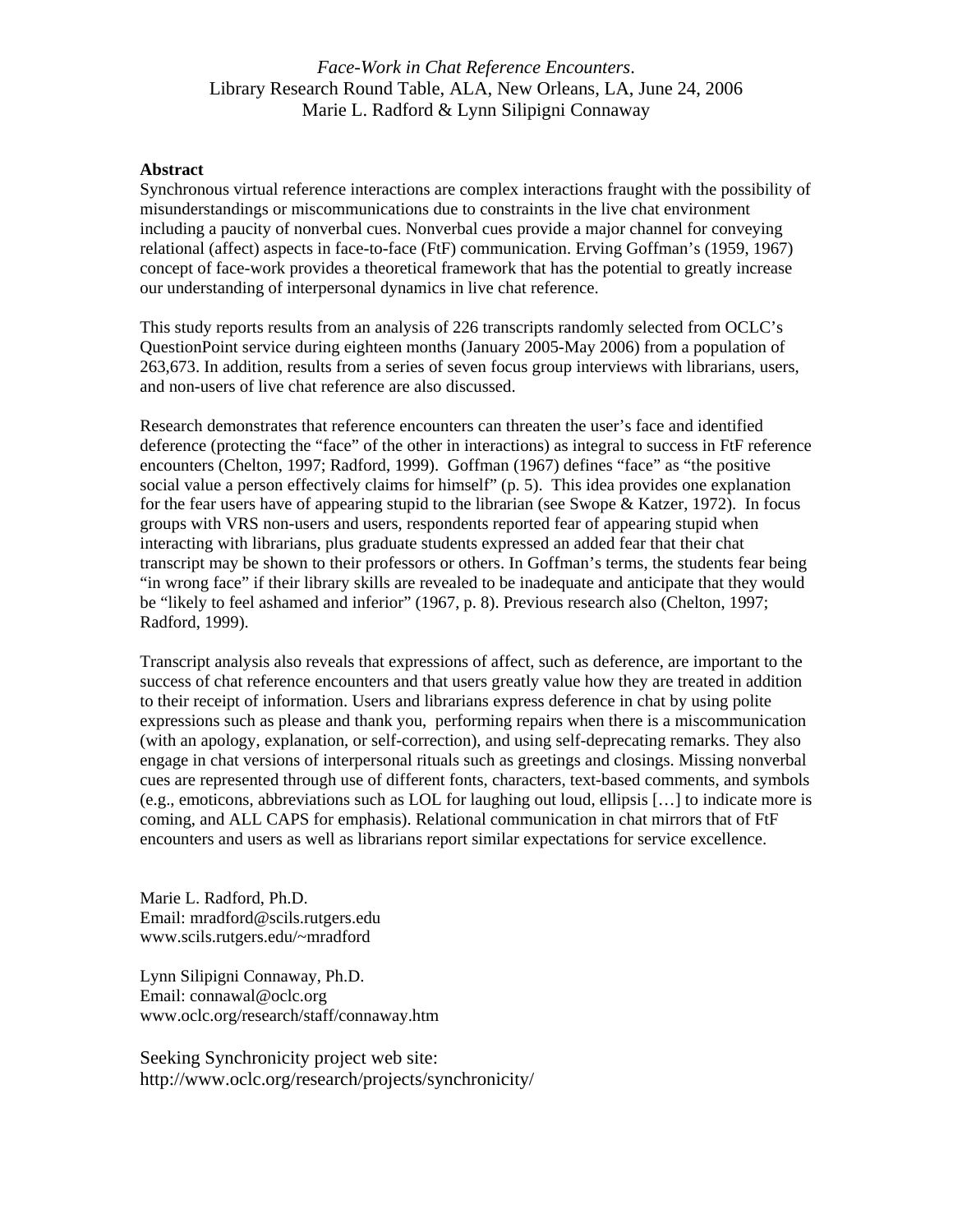*Face-Work in Chat Reference Encounters*.
Library Research Round Table, ALA, New Orleans, LA, June 24, 2006
Marie L. Radford & Lynn Silipigni Connaway

**Abstract**
Synchronous virtual reference interactions are complex interactions fraught with the possibility of misunderstandings or miscommunications due to constraints in the live chat environment including a paucity of nonverbal cues. Nonverbal cues provide a major channel for conveying relational (affect) aspects in face-to-face (FtF) communication. Erving Goffman's (1959, 1967) concept of face-work provides a theoretical framework that has the potential to greatly increase our understanding of interpersonal dynamics in live chat reference.

This study reports results from an analysis of 226 transcripts randomly selected from OCLC's QuestionPoint service during eighteen months (January 2005-May 2006) from a population of 263,673. In addition, results from a series of seven focus group interviews with librarians, users, and non-users of live chat reference are also discussed.

Research demonstrates that reference encounters can threaten the user's face and identified deference (protecting the "face" of the other in interactions) as integral to success in FtF reference encounters (Chelton, 1997; Radford, 1999). Goffman (1967) defines "face" as "the positive social value a person effectively claims for himself" (p. 5). This idea provides one explanation for the fear users have of appearing stupid to the librarian (see Swope & Katzer, 1972). In focus groups with VRS non-users and users, respondents reported fear of appearing stupid when interacting with librarians, plus graduate students expressed an added fear that their chat transcript may be shown to their professors or others. In Goffman's terms, the students fear being "in wrong face" if their library skills are revealed to be inadequate and anticipate that they would be "likely to feel ashamed and inferior" (1967, p. 8). Previous research also (Chelton, 1997; Radford, 1999).

Transcript analysis also reveals that expressions of affect, such as deference, are important to the success of chat reference encounters and that users greatly value how they are treated in addition to their receipt of information. Users and librarians express deference in chat by using polite expressions such as please and thank you, performing repairs when there is a miscommunication (with an apology, explanation, or self-correction), and using self-deprecating remarks. They also engage in chat versions of interpersonal rituals such as greetings and closings. Missing nonverbal cues are represented through use of different fonts, characters, text-based comments, and symbols (e.g., emoticons, abbreviations such as LOL for laughing out loud, ellipsis […] to indicate more is coming, and ALL CAPS for emphasis). Relational communication in chat mirrors that of FtF encounters and users as well as librarians report similar expectations for service excellence.

Marie L. Radford, Ph.D.
Email: mradford@scils.rutgers.edu
www.scils.rutgers.edu/~mradford

Lynn Silipigni Connaway, Ph.D.
Email: connawal@oclc.org
www.oclc.org/research/staff/connaway.htm

Seeking Synchronicity project web site:
http://www.oclc.org/research/projects/synchronicity/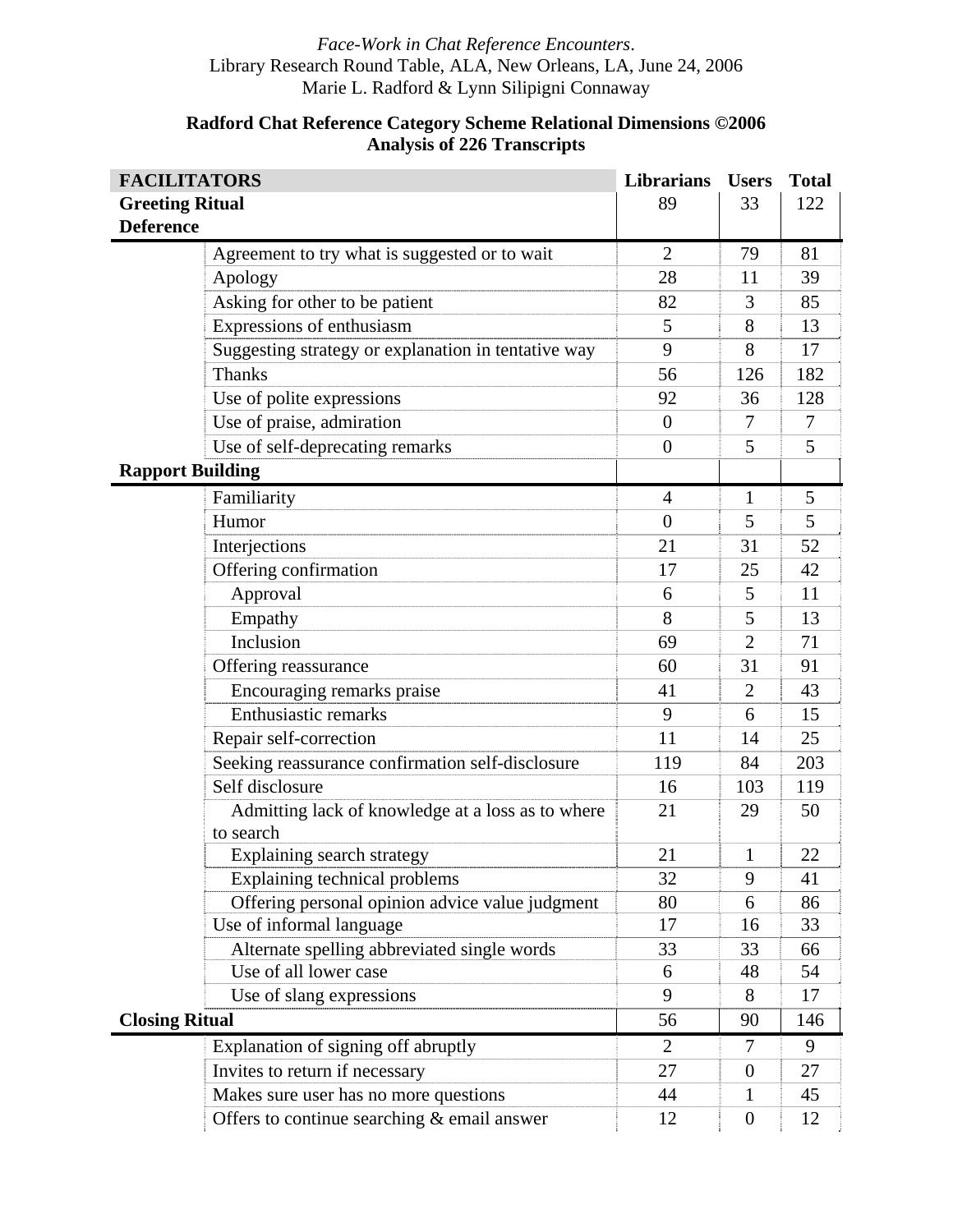*Face-Work in Chat Reference Encounters*.
Library Research Round Table, ALA, New Orleans, LA, June 24, 2006
Marie L. Radford & Lynn Silipigni Connaway

**Radford Chat Reference Category Scheme Relational Dimensions ©2006**
**Analysis of 226 Transcripts**

| **FACILITATORS** | | **Librarians** | **Users** | **Total** |
|---|---|---|---|---|
| **Greeting Ritual** | | 89 | 33 | 122 |
| **Deference** | | | | |
| | Agreement to try what is suggested or to wait | 2 | 79 | 81 |
| | Apology | 28 | 11 | 39 |
| | Asking for other to be patient | 82 | 3 | 85 |
| | Expressions of enthusiasm | 5 | 8 | 13 |
| | Suggesting strategy or explanation in tentative way | 9 | 8 | 17 |
| | Thanks | 56 | 126 | 182 |
| | Use of polite expressions | 92 | 36 | 128 |
| | Use of praise, admiration | 0 | 7 | 7 |
| | Use of self-deprecating remarks | 0 | 5 | 5 |
| **Rapport Building** | | | | |
| | Familiarity | 4 | 1 | 5 |
| | Humor | 0 | 5 | 5 |
| | Interjections | 21 | 31 | 52 |
| | Offering confirmation | 17 | 25 | 42 |
| | Approval | 6 | 5 | 11 |
| | Empathy | 8 | 5 | 13 |
| | Inclusion | 69 | 2 | 71 |
| | Offering reassurance | 60 | 31 | 91 |
| | Encouraging remarks praise | 41 | 2 | 43 |
| | Enthusiastic remarks | 9 | 6 | 15 |
| | Repair self-correction | 11 | 14 | 25 |
| | Seeking reassurance confirmation self-disclosure | 119 | 84 | 203 |
| | Self disclosure | 16 | 103 | 119 |
| | Admitting lack of knowledge at a loss as to where to search | 21 | 29 | 50 |
| | Explaining search strategy | 21 | 1 | 22 |
| | Explaining technical problems | 32 | 9 | 41 |
| | Offering personal opinion advice value judgment | 80 | 6 | 86 |
| | Use of informal language | 17 | 16 | 33 |
| | Alternate spelling abbreviated single words | 33 | 33 | 66 |
| | Use of all lower case | 6 | 48 | 54 |
| | Use of slang expressions | 9 | 8 | 17 |
| **Closing Ritual** | | 56 | 90 | 146 |
| | Explanation of signing off abruptly | 2 | 7 | 9 |
| | Invites to return if necessary | 27 | 0 | 27 |
| | Makes sure user has no more questions | 44 | 1 | 45 |
| | Offers to continue searching & email answer | 12 | 0 | 12 |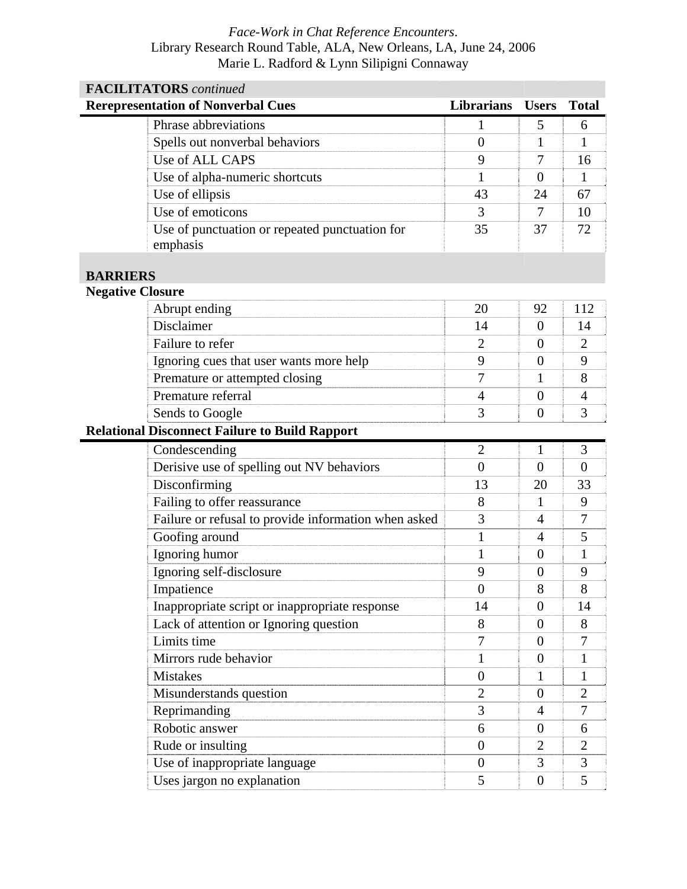| FACILITATORS *continued* | | | |
|---|---|---|---|
| **Rerepresentation of Nonverbal Cues** | **Librarians** | **Users** | **Total** |
| Phrase abbreviations | 1 | 5 | 6 |
| Spells out nonverbal behaviors | 0 | 1 | 1 |
| Use of ALL CAPS | 9 | 7 | 16 |
| Use of alpha-numeric shortcuts | 1 | 0 | 1 |
| Use of ellipsis | 43 | 24 | 67 |
| Use of emoticons | 3 | 7 | 10 |
| Use of punctuation or repeated punctuation for emphasis | 35 | 37 | 72 |
| **BARRIERS** | | | |
| **Negative Closure** | | | |
| Abrupt ending | 20 | 92 | 112 |
| Disclaimer | 14 | 0 | 14 |
| Failure to refer | 2 | 0 | 2 |
| Ignoring cues that user wants more help | 9 | 0 | 9 |
| Premature or attempted closing | 7 | 1 | 8 |
| Premature referral | 4 | 0 | 4 |
| Sends to Google | 3 | 0 | 3 |
| **Relational Disconnect Failure to Build Rapport** | | | |
| Condescending | 2 | 1 | 3 |
| Derisive use of spelling out NV behaviors | 0 | 0 | 0 |
| Disconfirming | 13 | 20 | 33 |
| Failing to offer reassurance | 8 | 1 | 9 |
| Failure or refusal to provide information when asked | 3 | 4 | 7 |
| Goofing around | 1 | 4 | 5 |
| Ignoring humor | 1 | 0 | 1 |
| Ignoring self-disclosure | 9 | 0 | 9 |
| Impatience | 0 | 8 | 8 |
| Inappropriate script or inappropriate response | 14 | 0 | 14 |
| Lack of attention or Ignoring question | 8 | 0 | 8 |
| Limits time | 7 | 0 | 7 |
| Mirrors rude behavior | 1 | 0 | 1 |
| Mistakes | 0 | 1 | 1 |
| Misunderstands question | 2 | 0 | 2 |
| Reprimanding | 3 | 4 | 7 |
| Robotic answer | 6 | 0 | 6 |
| Rude or insulting | 0 | 2 | 2 |
| Use of inappropriate language | 0 | 3 | 3 |
| Uses jargon no explanation | 5 | 0 | 5 |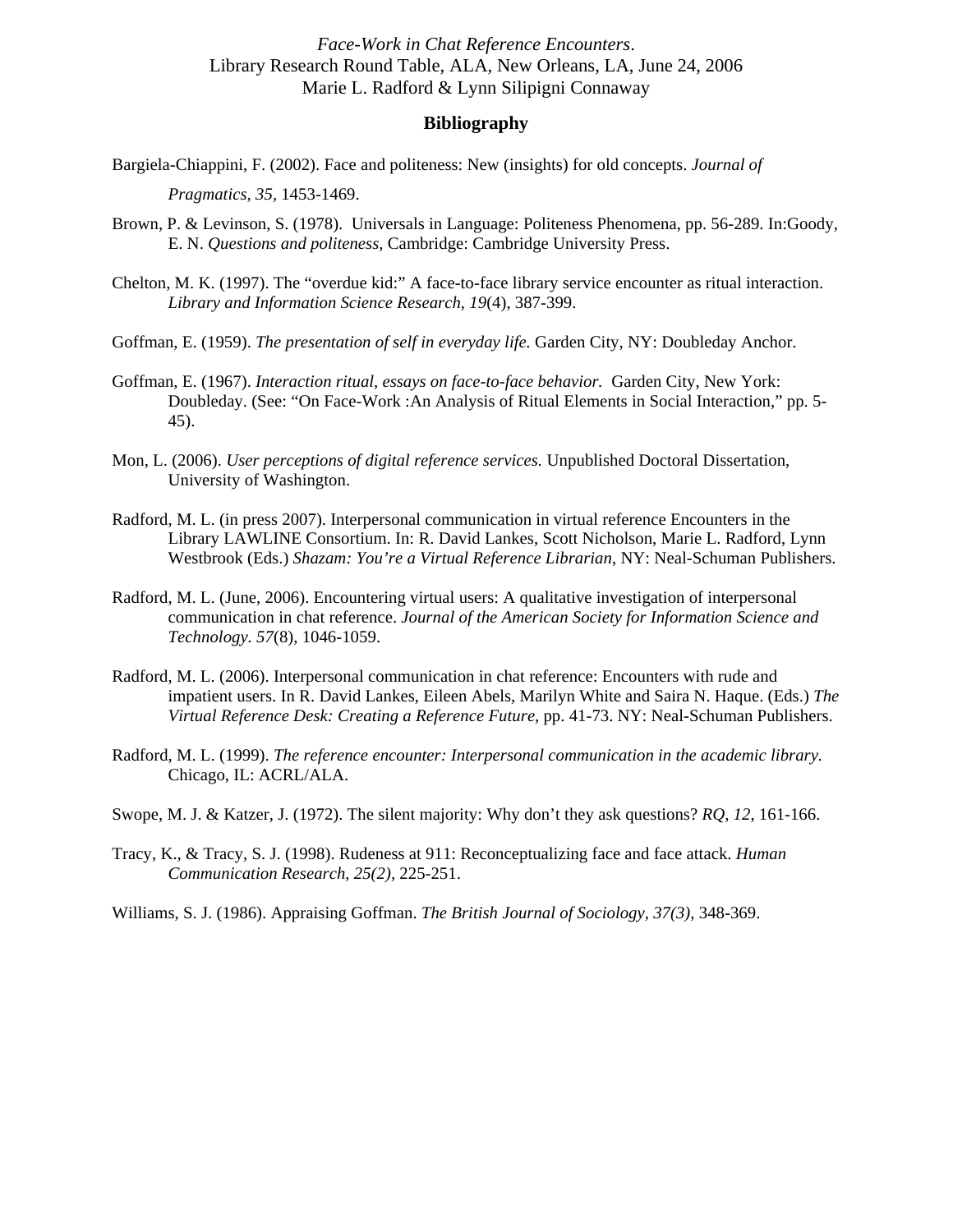*Face-Work in Chat Reference Encounters*.
Library Research Round Table, ALA, New Orleans, LA, June 24, 2006
Marie L. Radford & Lynn Silipigni Connaway

## Bibliography

Bargiela-Chiappini, F. (2002). Face and politeness: New (insights) for old concepts. *Journal of Pragmatics, 35,* 1453-1469.

Brown, P. & Levinson, S. (1978). Universals in Language: Politeness Phenomena, pp. 56-289. In:Goody, E. N. *Questions and politeness*, Cambridge: Cambridge University Press.

Chelton, M. K. (1997). The "overdue kid:" A face-to-face library service encounter as ritual interaction. *Library and Information Science Research, 19*(4), 387-399.

Goffman, E. (1959). *The presentation of self in everyday life.* Garden City, NY: Doubleday Anchor.

Goffman, E. (1967). *Interaction ritual, essays on face-to-face behavior.* Garden City, New York: Doubleday. (See: "On Face-Work :An Analysis of Ritual Elements in Social Interaction," pp. 5-45).

Mon, L. (2006). *User perceptions of digital reference services.* Unpublished Doctoral Dissertation, University of Washington.

Radford, M. L. (in press 2007). Interpersonal communication in virtual reference Encounters in the Library LAWLINE Consortium. In: R. David Lankes, Scott Nicholson, Marie L. Radford, Lynn Westbrook (Eds.) *Shazam: You're a Virtual Reference Librarian*, NY: Neal-Schuman Publishers.

Radford, M. L. (June, 2006). Encountering virtual users: A qualitative investigation of interpersonal communication in chat reference. *Journal of the American Society for Information Science and Technology*. *57*(8), 1046-1059.

Radford, M. L. (2006). Interpersonal communication in chat reference: Encounters with rude and impatient users. In R. David Lankes, Eileen Abels, Marilyn White and Saira N. Haque. (Eds.) *The Virtual Reference Desk: Creating a Reference Future*, pp. 41-73. NY: Neal-Schuman Publishers.

Radford, M. L. (1999). *The reference encounter: Interpersonal communication in the academic library.* Chicago, IL: ACRL/ALA.

Swope, M. J. & Katzer, J. (1972). The silent majority: Why don't they ask questions? *RQ, 12*, 161-166.

Tracy, K., & Tracy, S. J. (1998). Rudeness at 911: Reconceptualizing face and face attack. *Human Communication Research, 25(2),* 225-251.

Williams, S. J. (1986). Appraising Goffman. *The British Journal of Sociology*, *37(3),* 348-369.